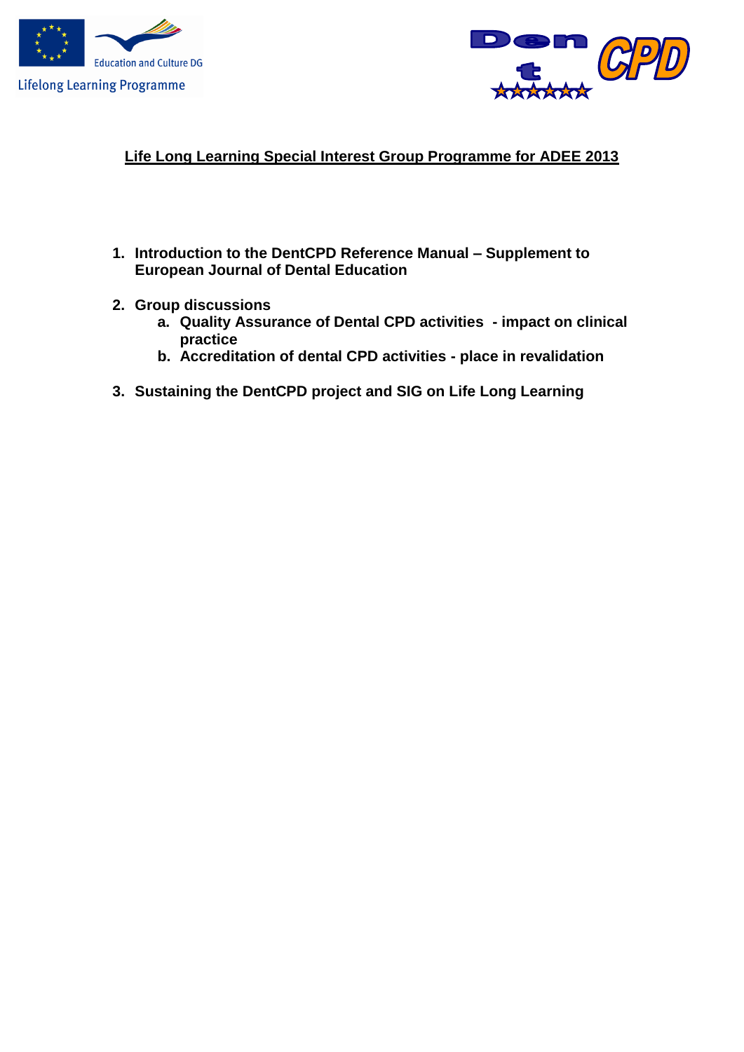Lifelong Learning Programme

Education and Culture DG

## Life Long Learning Special Interest Group Programme for ADEE 2013

1. **Introduction to the DentCPD Reference Manual – Supplement to European Journal of Dental Education**

2. **Group discussions**
   a. **Quality Assurance of Dental CPD activities - impact on clinical practice**
   b. **Accreditation of dental CPD activities - place in revalidation**

3. **Sustaining the DentCPD project and SIG on Life Long Learning**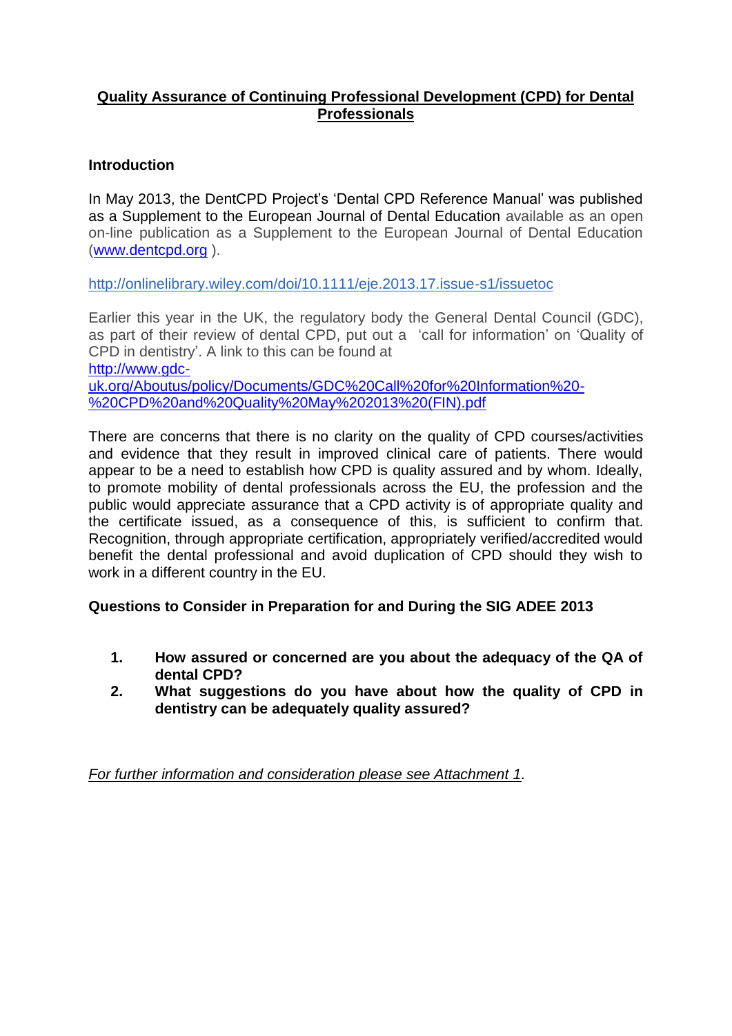# Quality Assurance of Continuing Professional Development (CPD) for Dental Professionals

## Introduction

In May 2013, the DentCPD Project's 'Dental CPD Reference Manual' was published as a Supplement to the European Journal of Dental Education available as an open on-line publication as a Supplement to the European Journal of Dental Education (www.dentcpd.org ).

http://onlinelibrary.wiley.com/doi/10.1111/eje.2013.17.issue-s1/issuetoc

Earlier this year in the UK, the regulatory body the General Dental Council (GDC), as part of their review of dental CPD, put out a 'call for information' on 'Quality of CPD in dentistry'. A link to this can be found at http://www.gdc-uk.org/Aboutus/policy/Documents/GDC%20Call%20for%20Information%20-%20CPD%20and%20Quality%20May%202013%20(FIN).pdf

There are concerns that there is no clarity on the quality of CPD courses/activities and evidence that they result in improved clinical care of patients. There would appear to be a need to establish how CPD is quality assured and by whom. Ideally, to promote mobility of dental professionals across the EU, the profession and the public would appreciate assurance that a CPD activity is of appropriate quality and the certificate issued, as a consequence of this, is sufficient to confirm that. Recognition, through appropriate certification, appropriately verified/accredited would benefit the dental professional and avoid duplication of CPD should they wish to work in a different country in the EU.

## Questions to Consider in Preparation for and During the SIG ADEE 2013

1. **How assured or concerned are you about the adequacy of the QA of dental CPD?**
2. **What suggestions do you have about how the quality of CPD in dentistry can be adequately quality assured?**

*For further information and consideration please see Attachment 1.*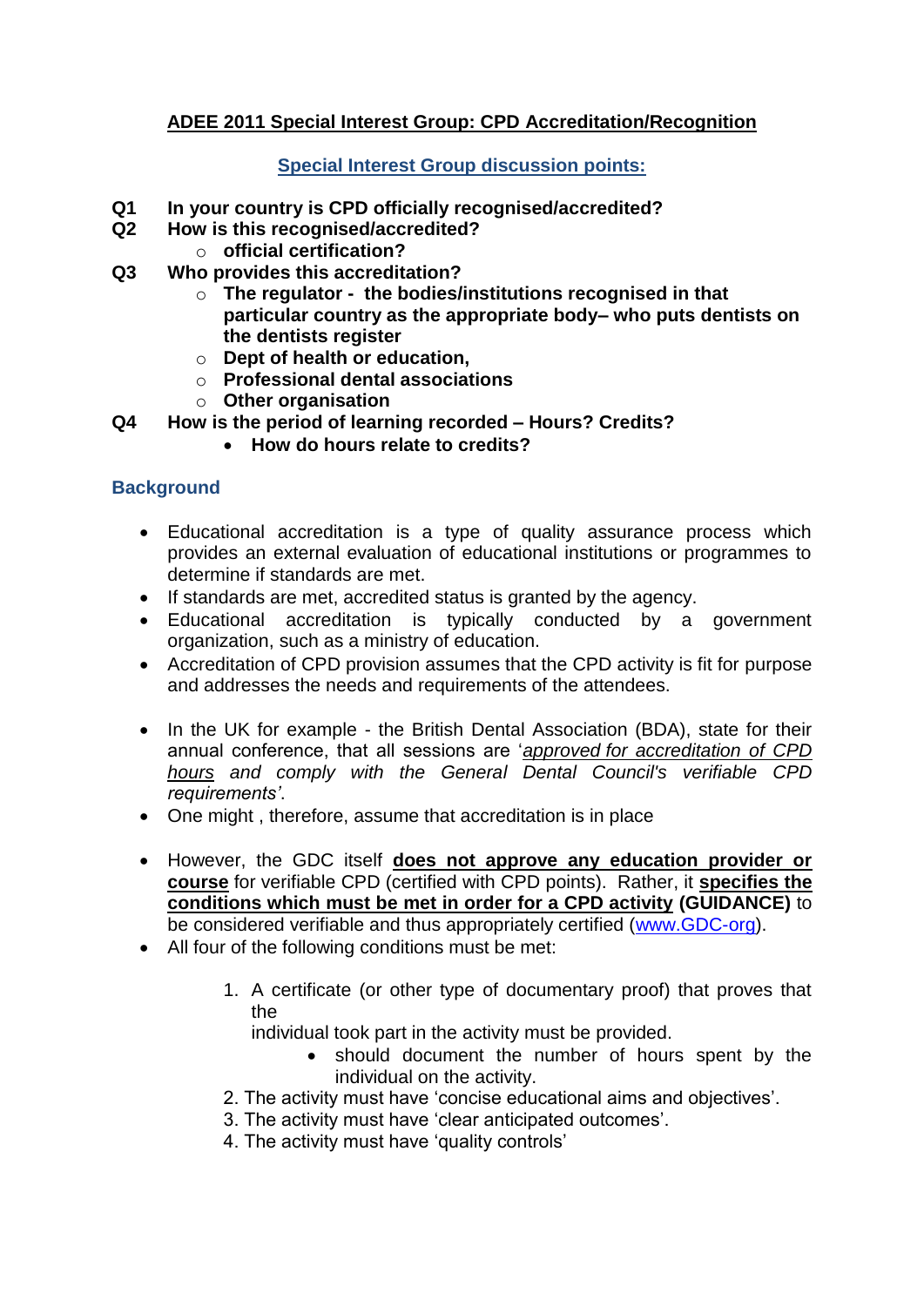## ADEE 2011 Special Interest Group: CPD Accreditation/Recognition

### Special Interest Group discussion points:

**Q1 In your country is CPD officially recognised/accredited?**

**Q2 How is this recognised/accredited?**

- **official certification?**

**Q3 Who provides this accreditation?**

- **The regulator - the bodies/institutions recognised in that particular country as the appropriate body– who puts dentists on the dentists register**
- **Dept of health or education,**
- **Professional dental associations**
- **Other organisation**

**Q4 How is the period of learning recorded – Hours? Credits?**

- **How do hours relate to credits?**

### Background

- Educational accreditation is a type of quality assurance process which provides an external evaluation of educational institutions or programmes to determine if standards are met.
- If standards are met, accredited status is granted by the agency.
- Educational accreditation is typically conducted by a government organization, such as a ministry of education.
- Accreditation of CPD provision assumes that the CPD activity is fit for purpose and addresses the needs and requirements of the attendees.

- In the UK for example - the British Dental Association (BDA), state for their annual conference, that all sessions are '*approved for accreditation of CPD hours and comply with the General Dental Council's verifiable CPD requirements'*.
- One might , therefore, assume that accreditation is in place

- However, the GDC itself **does not approve any education provider or course** for verifiable CPD (certified with CPD points). Rather, it **specifies the conditions which must be met in order for a CPD activity (GUIDANCE)** to be considered verifiable and thus appropriately certified (www.GDC-org).
- All four of the following conditions must be met:

  1. A certificate (or other type of documentary proof) that proves that the individual took part in the activity must be provided.
     - should document the number of hours spent by the individual on the activity.
  2. The activity must have 'concise educational aims and objectives'.
  3. The activity must have 'clear anticipated outcomes'.
  4. The activity must have 'quality controls'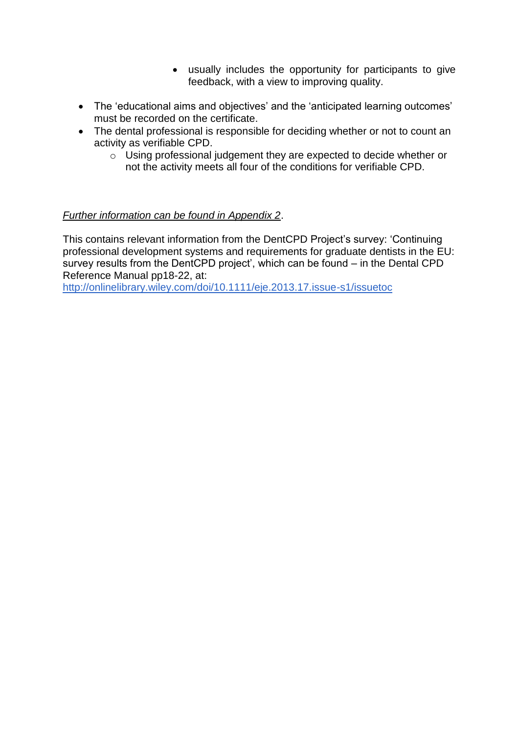- usually includes the opportunity for participants to give feedback, with a view to improving quality.

- The 'educational aims and objectives' and the 'anticipated learning outcomes' must be recorded on the certificate.
- The dental professional is responsible for deciding whether or not to count an activity as verifiable CPD.
    - Using professional judgement they are expected to decide whether or not the activity meets all four of the conditions for verifiable CPD.

*Further information can be found in Appendix 2*.

This contains relevant information from the DentCPD Project's survey: 'Continuing professional development systems and requirements for graduate dentists in the EU: survey results from the DentCPD project', which can be found – in the Dental CPD Reference Manual pp18-22, at: [http://onlinelibrary.wiley.com/doi/10.1111/eje.2013.17.issue-s1/issuetoc](http://onlinelibrary.wiley.com/doi/10.1111/eje.2013.17.issue-s1/issuetoc)